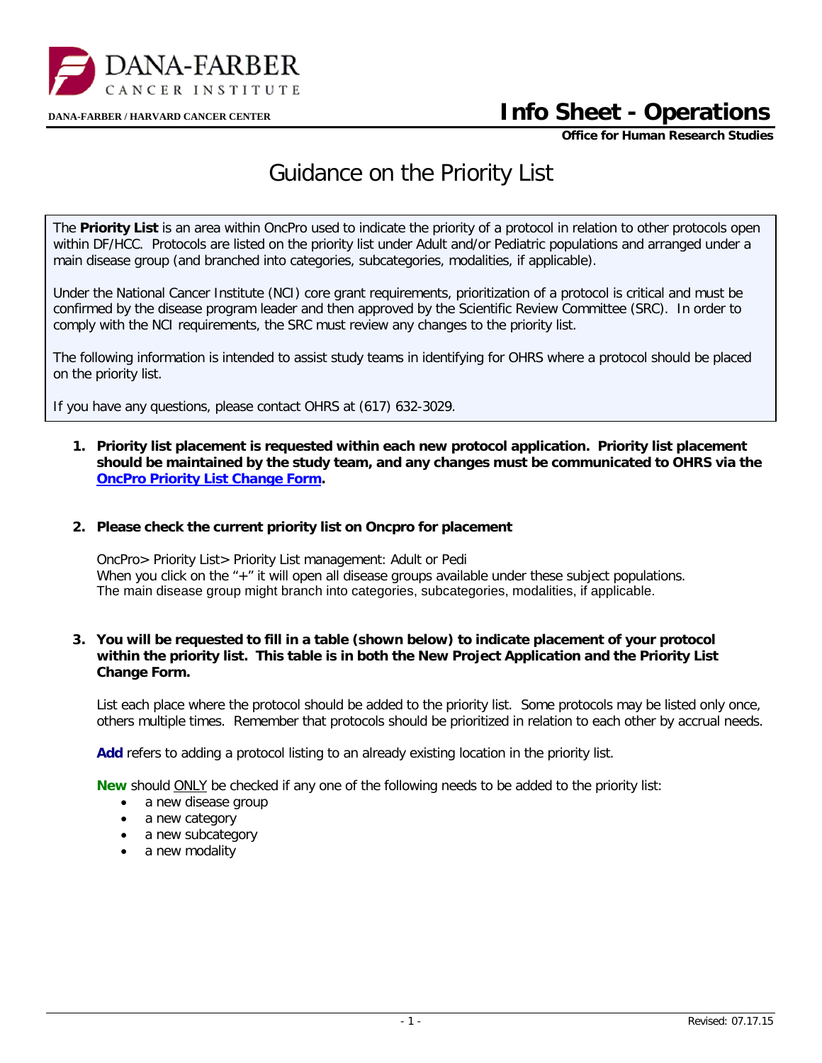DANA-FARBER CANCER INSTITUTE

DANA-FARBER / HARVARD CANCER CENTER

# Info Sheet - Operations

**Office for Human Research Studies**

## Guidance on the Priority List

The **Priority List** is an area within OncPro used to indicate the priority of a protocol in relation to other protocols open within DF/HCC. Protocols are listed on the priority list under Adult and/or Pediatric populations and arranged under a main disease group (and branched into categories, subcategories, modalities, if applicable).

Under the National Cancer Institute (NCI) core grant requirements, prioritization of a protocol is critical and must be confirmed by the disease program leader and then approved by the Scientific Review Committee (SRC). In order to comply with the NCI requirements, the SRC must review any changes to the priority list.

The following information is intended to assist study teams in identifying for OHRS where a protocol should be placed on the priority list.

If you have any questions, please contact OHRS at (617) 632-3029.

1. **Priority list placement is requested within each new protocol application. Priority list placement should be maintained by the study team, and any changes must be communicated to OHRS via the OncPro Priority List Change Form.**

2. **Please check the current priority list on Oncpro for placement**

   OncPro> Priority List> Priority List management: Adult or Pedi
   When you click on the "+" it will open all disease groups available under these subject populations.
   The main disease group might branch into categories, subcategories, modalities, if applicable.

3. **You will be requested to fill in a table (shown below) to indicate placement of your protocol within the priority list. This table is in both the New Project Application and the Priority List Change Form.**

   List each place where the protocol should be added to the priority list. Some protocols may be listed only once, others multiple times. Remember that protocols should be prioritized in relation to each other by accrual needs.

   **Add** refers to adding a protocol listing to an already existing location in the priority list.

   **New** should ONLY be checked if any one of the following needs to be added to the priority list:
   - a new disease group
   - a new category
   - a new subcategory
   - a new modality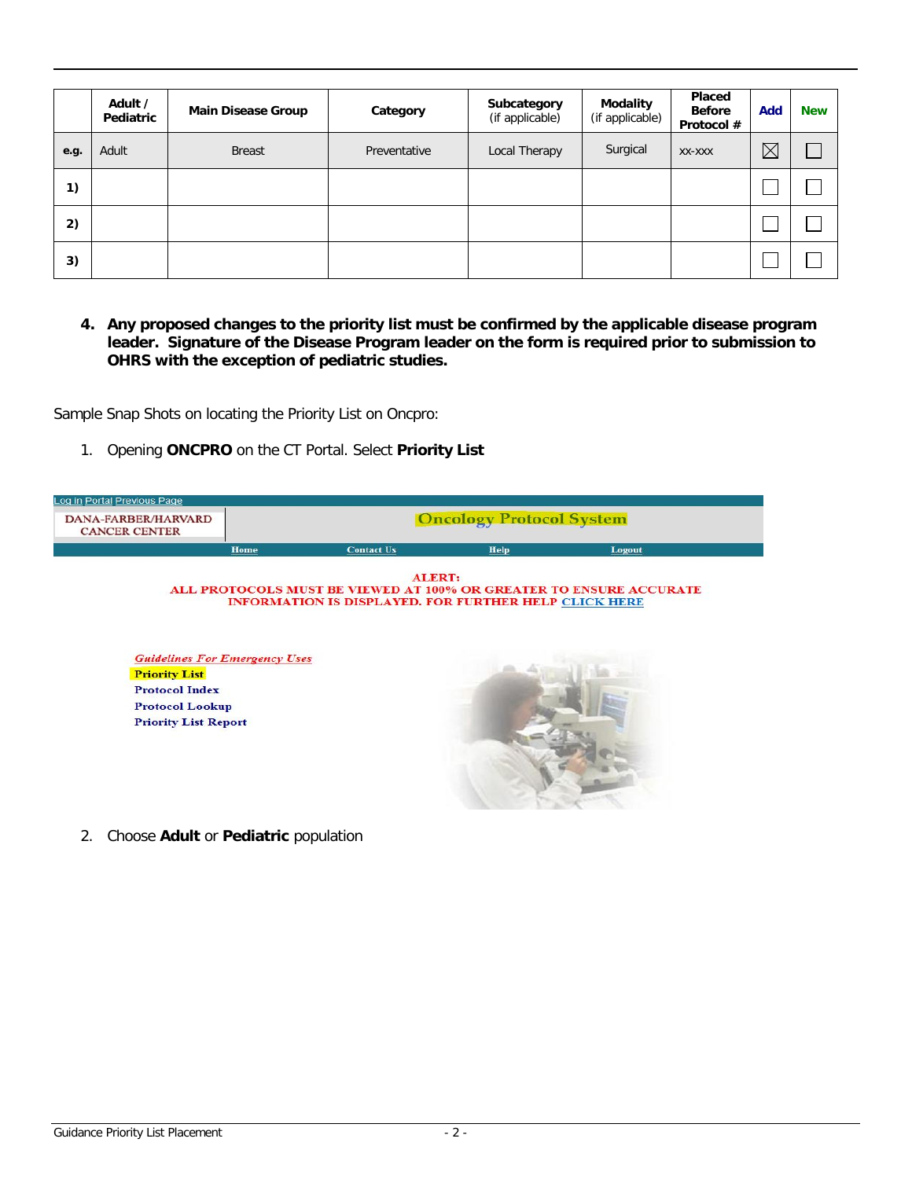| | Adult / Pediatric | Main Disease Group | Category | Subcategory (if applicable) | Modality (if applicable) | Placed Before Protocol # | Add | New |
|---|---|---|---|---|---|---|---|---|
| e.g. | Adult | Breast | Preventative | Local Therapy | Surgical | xx-xxx | ☒ | ☐ |
| 1) | | | | | | | ☐ | ☐ |
| 2) | | | | | | | ☐ | ☐ |
| 3) | | | | | | | ☐ | ☐ |

4. **Any proposed changes to the priority list must be confirmed by the applicable disease program leader. Signature of the Disease Program leader on the form is required prior to submission to OHRS with the exception of pediatric studies.**

Sample Snap Shots on locating the Priority List on Oncpro:

1. Opening **ONCPRO** on the CT Portal. Select **Priority List**

Log in Portal Previous Page

DANA-FARBER/HARVARD CANCER CENTER

Oncology Protocol System

Home | Contact Us | Help | Logout

ALERT:
ALL PROTOCOLS MUST BE VIEWED AT 100% OR GREATER TO ENSURE ACCURATE INFORMATION IS DISPLAYED. FOR FURTHER HELP CLICK HERE

*Guidelines For Emergency Uses*
Priority List
Protocol Index
Protocol Lookup
Priority List Report

2. Choose **Adult** or **Pediatric** population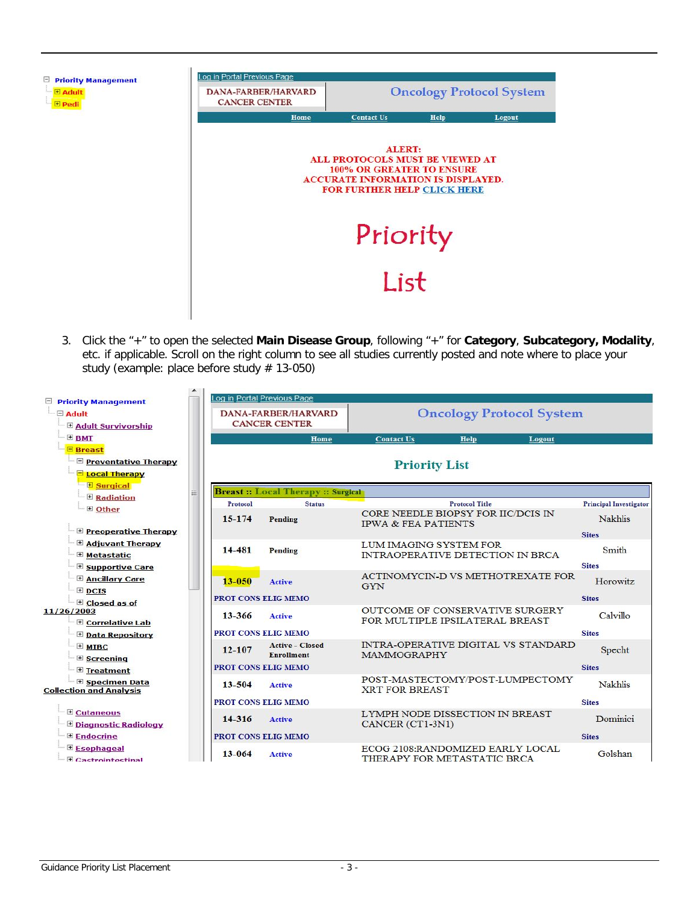Priority Management
- Adult
- Pedi

Log in Portal Previous Page

DANA-FARBER/HARVARD CANCER CENTER

Oncology Protocol System

Home | Contact Us | Help | Logout

ALERT:
ALL PROTOCOLS MUST BE VIEWED AT 100% OR GREATER TO ENSURE ACCURATE INFORMATION IS DISPLAYED.
FOR FURTHER HELP CLICK HERE

Priority List

3. Click the "+" to open the selected **Main Disease Group**, following "+" for **Category**, **Subcategory, Modality**, etc. if applicable. Scroll on the right column to see all studies currently posted and note where to place your study (example: place before study # 13-050)

Priority Management
- Adult
  - Adult Survivorship
  - BMT
  - Breast
    - Preventative Therapy
    - Local Therapy
      - Surgical
      - Radiation
      - Other
    - Preoperative Therapy
    - Adjuvant Therapy
    - Metastatic
    - Supportive Care
    - Ancillary Care
    - DCIS
    - Closed as of 11/26/2003
    - Correlative Lab
    - Data Repository
    - MIBC
    - Screening
    - Treatment
    - Specimen Data Collection and Analysis
  - Cutaneous
  - Diagnostic Radiology
  - Endocrine
  - Esophageal
  - Gastrointestinal

Log in Portal Previous Page

DANA-FARBER/HARVARD CANCER CENTER

Oncology Protocol System

Home | Contact Us | Help | Logout

Priority List

**Breast :: Local Therapy :: Surgical**

| Protocol | Status | Protocol Title | Principal Investigator |
|---|---|---|---|
| 15-174 | Pending | CORE NEEDLE BIOPSY FOR IIC/DCIS IN IPWA & FEA PATIENTS | Nakhlis |
| | | | Sites |
| 14-481 | Pending | LUM IMAGING SYSTEM FOR INTRAOPERATIVE DETECTION IN BRCA | Smith |
| | | | Sites |
| 13-050 | Active | ACTINOMYCIN-D VS METHOTREXATE FOR GYN | Horowitz |
| PROT CONS ELIG MEMO | | | Sites |
| 13-366 | Active | OUTCOME OF CONSERVATIVE SURGERY FOR MULTIPLE IPSILATERAL BREAST | Calvillo |
| PROT CONS ELIG MEMO | | | Sites |
| 12-107 | Active - Closed Enrollment | INTRA-OPERATIVE DIGITAL VS STANDARD MAMMOGRAPHY | Specht |
| PROT CONS ELIG MEMO | | | Sites |
| 13-504 | Active | POST-MASTECTOMY/POST-LUMPECTOMY XRT FOR BREAST | Nakhlis |
| PROT CONS ELIG MEMO | | | Sites |
| 14-316 | Active | LYMPH NODE DISSECTION IN BREAST CANCER (CT1-3N1) | Dominici |
| PROT CONS ELIG MEMO | | | Sites |
| 13-064 | Active | ECOG 2108:RANDOMIZED EARLY LOCAL THERAPY FOR METASTATIC BRCA | Golshan |